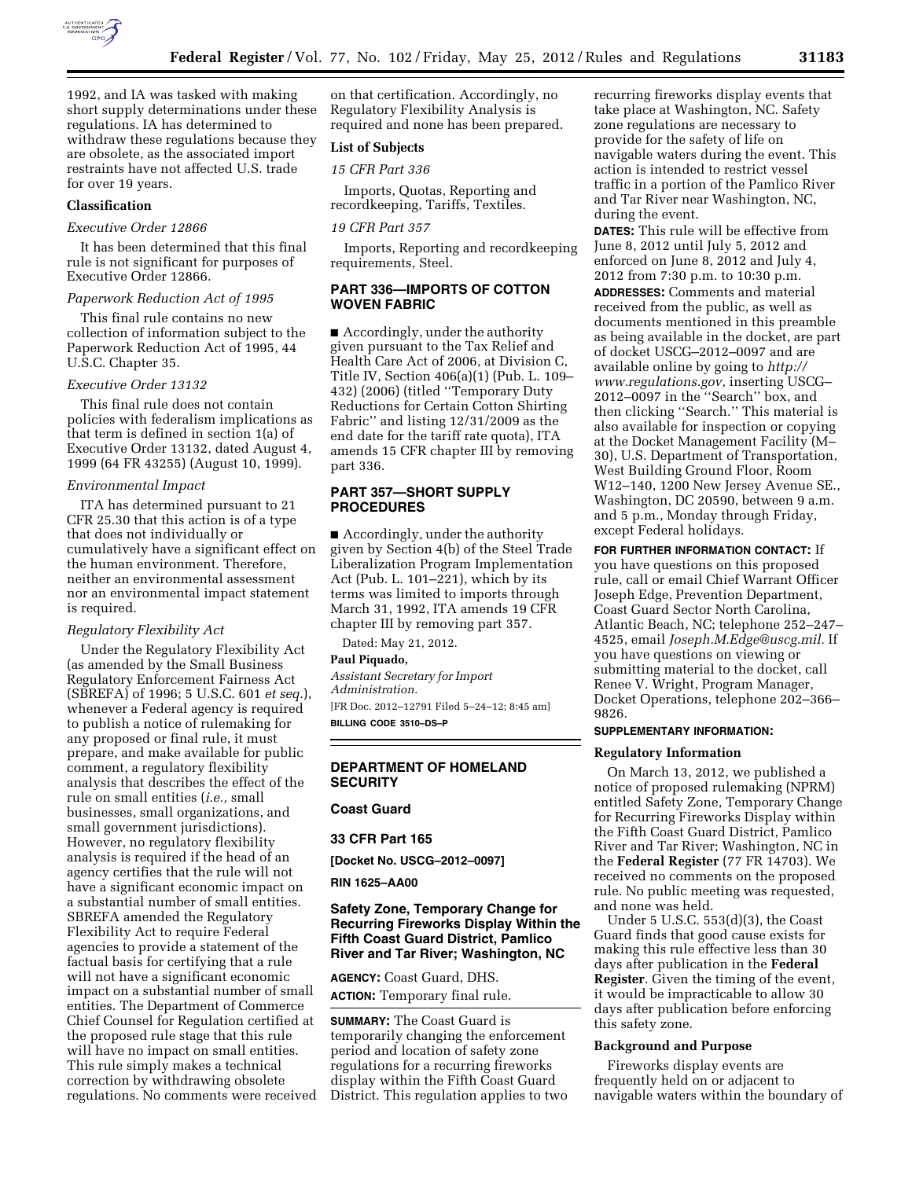1992, and IA was tasked with making short supply determinations under these regulations. IA has determined to withdraw these regulations because they are obsolete, as the associated import restraints have not affected U.S. trade for over 19 years.

### Classification

*Executive Order 12866*

It has been determined that this final rule is not significant for purposes of Executive Order 12866.

*Paperwork Reduction Act of 1995*

This final rule contains no new collection of information subject to the Paperwork Reduction Act of 1995, 44 U.S.C. Chapter 35.

*Executive Order 13132*

This final rule does not contain policies with federalism implications as that term is defined in section 1(a) of Executive Order 13132, dated August 4, 1999 (64 FR 43255) (August 10, 1999).

*Environmental Impact*

ITA has determined pursuant to 21 CFR 25.30 that this action is of a type that does not individually or cumulatively have a significant effect on the human environment. Therefore, neither an environmental assessment nor an environmental impact statement is required.

*Regulatory Flexibility Act*

Under the Regulatory Flexibility Act (as amended by the Small Business Regulatory Enforcement Fairness Act (SBREFA) of 1996; 5 U.S.C. 601 *et seq.*), whenever a Federal agency is required to publish a notice of rulemaking for any proposed or final rule, it must prepare, and make available for public comment, a regulatory flexibility analysis that describes the effect of the rule on small entities (*i.e.,* small businesses, small organizations, and small government jurisdictions). However, no regulatory flexibility analysis is required if the head of an agency certifies that the rule will not have a significant economic impact on a substantial number of small entities. SBREFA amended the Regulatory Flexibility Act to require Federal agencies to provide a statement of the factual basis for certifying that a rule will not have a significant economic impact on a substantial number of small entities. The Department of Commerce Chief Counsel for Regulation certified at the proposed rule stage that this rule will have no impact on small entities. This rule simply makes a technical correction by withdrawing obsolete regulations. No comments were received on that certification. Accordingly, no Regulatory Flexibility Analysis is required and none has been prepared.

### List of Subjects

*15 CFR Part 336*

Imports, Quotas, Reporting and recordkeeping, Tariffs, Textiles.

*19 CFR Part 357*

Imports, Reporting and recordkeeping requirements, Steel.

## PART 336—IMPORTS OF COTTON WOVEN FABRIC

■ Accordingly, under the authority given pursuant to the Tax Relief and Health Care Act of 2006, at Division C, Title IV, Section 406(a)(1) (Pub. L. 109–432) (2006) (titled ''Temporary Duty Reductions for Certain Cotton Shirting Fabric'' and listing 12/31/2009 as the end date for the tariff rate quota), ITA amends 15 CFR chapter III by removing part 336.

## PART 357—SHORT SUPPLY PROCEDURES

■ Accordingly, under the authority given by Section 4(b) of the Steel Trade Liberalization Program Implementation Act (Pub. L. 101–221), which by its terms was limited to imports through March 31, 1992, ITA amends 19 CFR chapter III by removing part 357.

Dated: May 21, 2012.

**Paul Piquado,**

*Assistant Secretary for Import Administration.*

[FR Doc. 2012–12791 Filed 5–24–12; 8:45 am]

**BILLING CODE 3510–DS–P**

---

## DEPARTMENT OF HOMELAND SECURITY

### Coast Guard

### 33 CFR Part 165

**[Docket No. USCG–2012–0097]**

**RIN 1625–AA00**

### Safety Zone, Temporary Change for Recurring Fireworks Display Within the Fifth Coast Guard District, Pamlico River and Tar River; Washington, NC

**AGENCY:** Coast Guard, DHS.

**ACTION:** Temporary final rule.

**SUMMARY:** The Coast Guard is temporarily changing the enforcement period and location of safety zone regulations for a recurring fireworks display within the Fifth Coast Guard District. This regulation applies to two recurring fireworks display events that take place at Washington, NC. Safety zone regulations are necessary to provide for the safety of life on navigable waters during the event. This action is intended to restrict vessel traffic in a portion of the Pamlico River and Tar River near Washington, NC, during the event.

**DATES:** This rule will be effective from June 8, 2012 until July 5, 2012 and enforced on June 8, 2012 and July 4, 2012 from 7:30 p.m. to 10:30 p.m.

**ADDRESSES:** Comments and material received from the public, as well as documents mentioned in this preamble as being available in the docket, are part of docket USCG–2012–0097 and are available online by going to *http://www.regulations.gov,* inserting USCG–2012–0097 in the ''Search'' box, and then clicking ''Search.'' This material is also available for inspection or copying at the Docket Management Facility (M–30), U.S. Department of Transportation, West Building Ground Floor, Room W12–140, 1200 New Jersey Avenue SE., Washington, DC 20590, between 9 a.m. and 5 p.m., Monday through Friday, except Federal holidays.

**FOR FURTHER INFORMATION CONTACT:** If you have questions on this proposed rule, call or email Chief Warrant Officer Joseph Edge, Prevention Department, Coast Guard Sector North Carolina, Atlantic Beach, NC; telephone 252–247–4525, email *Joseph.M.Edge@uscg.mil.* If you have questions on viewing or submitting material to the docket, call Renee V. Wright, Program Manager, Docket Operations, telephone 202–366–9826.

**SUPPLEMENTARY INFORMATION:**

### Regulatory Information

On March 13, 2012, we published a notice of proposed rulemaking (NPRM) entitled Safety Zone, Temporary Change for Recurring Fireworks Display within the Fifth Coast Guard District, Pamlico River and Tar River; Washington, NC in the **Federal Register** (77 FR 14703). We received no comments on the proposed rule. No public meeting was requested, and none was held.

Under 5 U.S.C. 553(d)(3), the Coast Guard finds that good cause exists for making this rule effective less than 30 days after publication in the **Federal Register**. Given the timing of the event, it would be impracticable to allow 30 days after publication before enforcing this safety zone.

### Background and Purpose

Fireworks display events are frequently held on or adjacent to navigable waters within the boundary of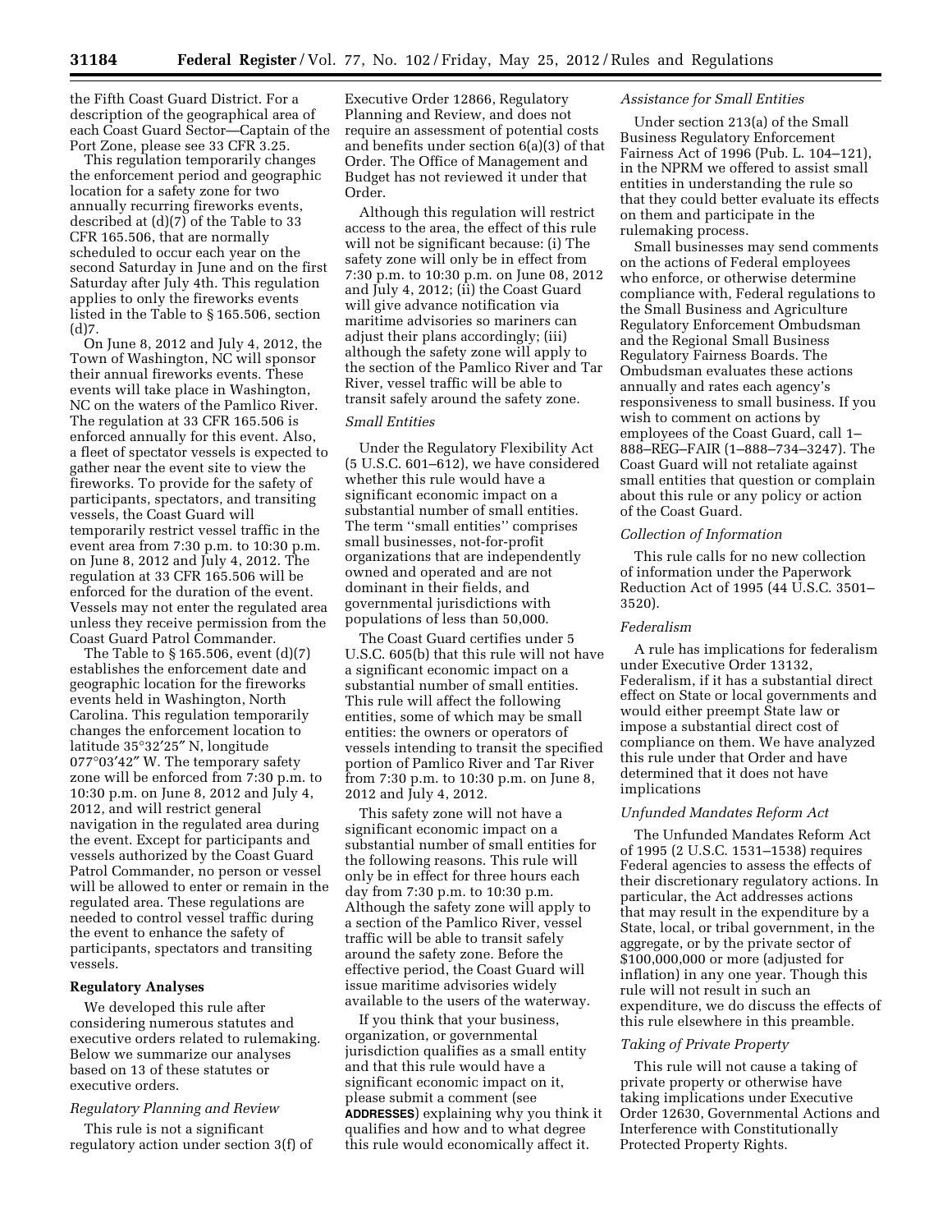the Fifth Coast Guard District. For a description of the geographical area of each Coast Guard Sector—Captain of the Port Zone, please see 33 CFR 3.25.

This regulation temporarily changes the enforcement period and geographic location for a safety zone for two annually recurring fireworks events, described at (d)(7) of the Table to 33 CFR 165.506, that are normally scheduled to occur each year on the second Saturday in June and on the first Saturday after July 4th. This regulation applies to only the fireworks events listed in the Table to § 165.506, section (d)7.

On June 8, 2012 and July 4, 2012, the Town of Washington, NC will sponsor their annual fireworks events. These events will take place in Washington, NC on the waters of the Pamlico River. The regulation at 33 CFR 165.506 is enforced annually for this event. Also, a fleet of spectator vessels is expected to gather near the event site to view the fireworks. To provide for the safety of participants, spectators, and transiting vessels, the Coast Guard will temporarily restrict vessel traffic in the event area from 7:30 p.m. to 10:30 p.m. on June 8, 2012 and July 4, 2012. The regulation at 33 CFR 165.506 will be enforced for the duration of the event. Vessels may not enter the regulated area unless they receive permission from the Coast Guard Patrol Commander.

The Table to § 165.506, event (d)(7) establishes the enforcement date and geographic location for the fireworks events held in Washington, North Carolina. This regulation temporarily changes the enforcement location to latitude 35°32′25″ N, longitude 077°03′42″ W. The temporary safety zone will be enforced from 7:30 p.m. to 10:30 p.m. on June 8, 2012 and July 4, 2012, and will restrict general navigation in the regulated area during the event. Except for participants and vessels authorized by the Coast Guard Patrol Commander, no person or vessel will be allowed to enter or remain in the regulated area. These regulations are needed to control vessel traffic during the event to enhance the safety of participants, spectators and transiting vessels.

## Regulatory Analyses

We developed this rule after considering numerous statutes and executive orders related to rulemaking. Below we summarize our analyses based on 13 of these statutes or executive orders.

### *Regulatory Planning and Review*

This rule is not a significant regulatory action under section 3(f) of Executive Order 12866, Regulatory Planning and Review, and does not require an assessment of potential costs and benefits under section 6(a)(3) of that Order. The Office of Management and Budget has not reviewed it under that Order.

Although this regulation will restrict access to the area, the effect of this rule will not be significant because: (i) The safety zone will only be in effect from 7:30 p.m. to 10:30 p.m. on June 08, 2012 and July 4, 2012; (ii) the Coast Guard will give advance notification via maritime advisories so mariners can adjust their plans accordingly; (iii) although the safety zone will apply to the section of the Pamlico River and Tar River, vessel traffic will be able to transit safely around the safety zone.

### *Small Entities*

Under the Regulatory Flexibility Act (5 U.S.C. 601–612), we have considered whether this rule would have a significant economic impact on a substantial number of small entities. The term ''small entities'' comprises small businesses, not-for-profit organizations that are independently owned and operated and are not dominant in their fields, and governmental jurisdictions with populations of less than 50,000.

The Coast Guard certifies under 5 U.S.C. 605(b) that this rule will not have a significant economic impact on a substantial number of small entities. This rule will affect the following entities, some of which may be small entities: the owners or operators of vessels intending to transit the specified portion of Pamlico River and Tar River from 7:30 p.m. to 10:30 p.m. on June 8, 2012 and July 4, 2012.

This safety zone will not have a significant economic impact on a substantial number of small entities for the following reasons. This rule will only be in effect for three hours each day from 7:30 p.m. to 10:30 p.m. Although the safety zone will apply to a section of the Pamlico River, vessel traffic will be able to transit safely around the safety zone. Before the effective period, the Coast Guard will issue maritime advisories widely available to the users of the waterway.

If you think that your business, organization, or governmental jurisdiction qualifies as a small entity and that this rule would have a significant economic impact on it, please submit a comment (see **ADDRESSES**) explaining why you think it qualifies and how and to what degree this rule would economically affect it.

### *Assistance for Small Entities*

Under section 213(a) of the Small Business Regulatory Enforcement Fairness Act of 1996 (Pub. L. 104–121), in the NPRM we offered to assist small entities in understanding the rule so that they could better evaluate its effects on them and participate in the rulemaking process.

Small businesses may send comments on the actions of Federal employees who enforce, or otherwise determine compliance with, Federal regulations to the Small Business and Agriculture Regulatory Enforcement Ombudsman and the Regional Small Business Regulatory Fairness Boards. The Ombudsman evaluates these actions annually and rates each agency's responsiveness to small business. If you wish to comment on actions by employees of the Coast Guard, call 1–888–REG–FAIR (1–888–734–3247). The Coast Guard will not retaliate against small entities that question or complain about this rule or any policy or action of the Coast Guard.

### *Collection of Information*

This rule calls for no new collection of information under the Paperwork Reduction Act of 1995 (44 U.S.C. 3501–3520).

### *Federalism*

A rule has implications for federalism under Executive Order 13132, Federalism, if it has a substantial direct effect on State or local governments and would either preempt State law or impose a substantial direct cost of compliance on them. We have analyzed this rule under that Order and have determined that it does not have implications

### *Unfunded Mandates Reform Act*

The Unfunded Mandates Reform Act of 1995 (2 U.S.C. 1531–1538) requires Federal agencies to assess the effects of their discretionary regulatory actions. In particular, the Act addresses actions that may result in the expenditure by a State, local, or tribal government, in the aggregate, or by the private sector of $100,000,000 or more (adjusted for inflation) in any one year. Though this rule will not result in such an expenditure, we do discuss the effects of this rule elsewhere in this preamble.

### *Taking of Private Property*

This rule will not cause a taking of private property or otherwise have taking implications under Executive Order 12630, Governmental Actions and Interference with Constitutionally Protected Property Rights.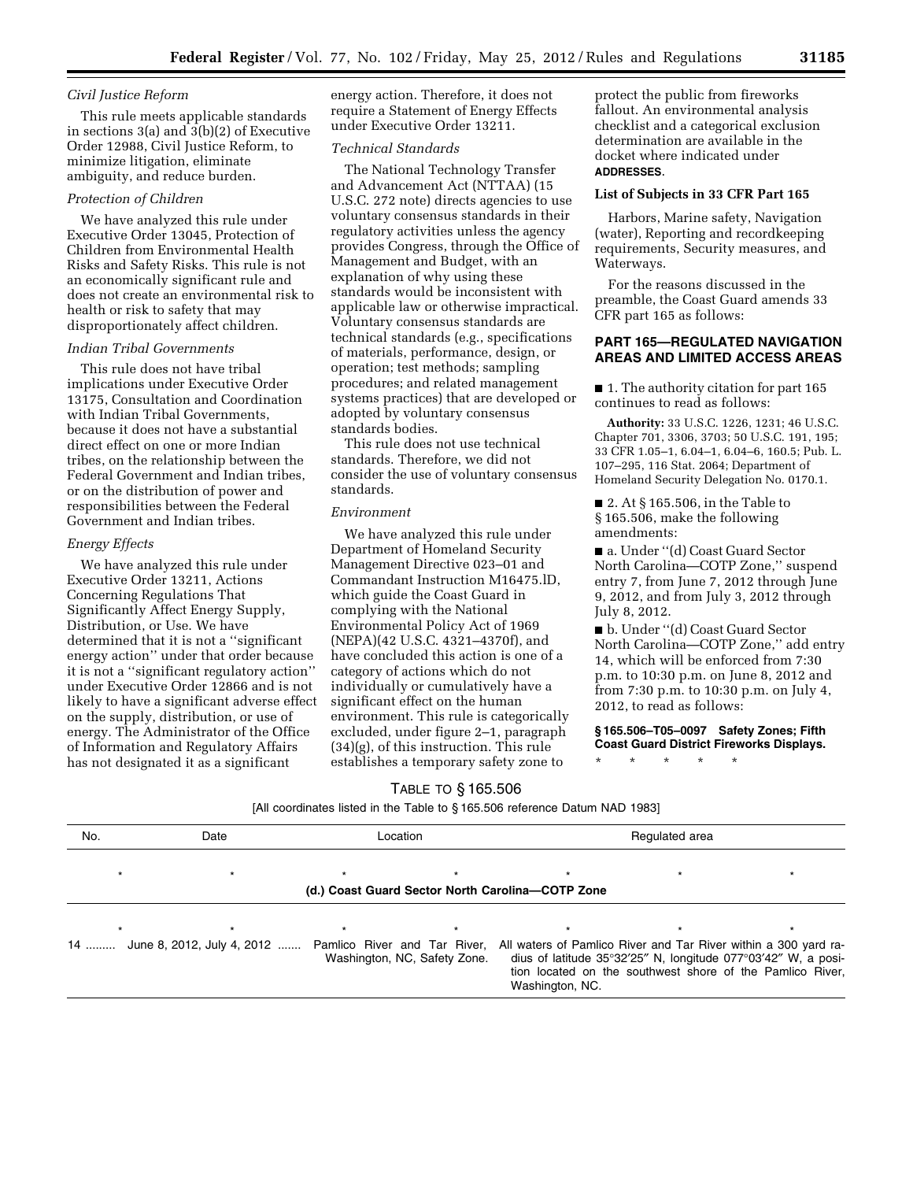*Civil Justice Reform*

This rule meets applicable standards in sections 3(a) and 3(b)(2) of Executive Order 12988, Civil Justice Reform, to minimize litigation, eliminate ambiguity, and reduce burden.

*Protection of Children*

We have analyzed this rule under Executive Order 13045, Protection of Children from Environmental Health Risks and Safety Risks. This rule is not an economically significant rule and does not create an environmental risk to health or risk to safety that may disproportionately affect children.

*Indian Tribal Governments*

This rule does not have tribal implications under Executive Order 13175, Consultation and Coordination with Indian Tribal Governments, because it does not have a substantial direct effect on one or more Indian tribes, on the relationship between the Federal Government and Indian tribes, or on the distribution of power and responsibilities between the Federal Government and Indian tribes.

*Energy Effects*

We have analyzed this rule under Executive Order 13211, Actions Concerning Regulations That Significantly Affect Energy Supply, Distribution, or Use. We have determined that it is not a ''significant energy action'' under that order because it is not a ''significant regulatory action'' under Executive Order 12866 and is not likely to have a significant adverse effect on the supply, distribution, or use of energy. The Administrator of the Office of Information and Regulatory Affairs has not designated it as a significant energy action. Therefore, it does not require a Statement of Energy Effects under Executive Order 13211.

*Technical Standards*

The National Technology Transfer and Advancement Act (NTTAA) (15 U.S.C. 272 note) directs agencies to use voluntary consensus standards in their regulatory activities unless the agency provides Congress, through the Office of Management and Budget, with an explanation of why using these standards would be inconsistent with applicable law or otherwise impractical. Voluntary consensus standards are technical standards (e.g., specifications of materials, performance, design, or operation; test methods; sampling procedures; and related management systems practices) that are developed or adopted by voluntary consensus standards bodies.

This rule does not use technical standards. Therefore, we did not consider the use of voluntary consensus standards.

*Environment*

We have analyzed this rule under Department of Homeland Security Management Directive 023–01 and Commandant Instruction M16475.lD, which guide the Coast Guard in complying with the National Environmental Policy Act of 1969 (NEPA)(42 U.S.C. 4321–4370f), and have concluded this action is one of a category of actions which do not individually or cumulatively have a significant effect on the human environment. This rule is categorically excluded, under figure 2–1, paragraph (34)(g), of this instruction. This rule establishes a temporary safety zone to protect the public from fireworks fallout. An environmental analysis checklist and a categorical exclusion determination are available in the docket where indicated under **ADDRESSES**.

**List of Subjects in 33 CFR Part 165**

Harbors, Marine safety, Navigation (water), Reporting and recordkeeping requirements, Security measures, and Waterways.

For the reasons discussed in the preamble, the Coast Guard amends 33 CFR part 165 as follows:

## PART 165—REGULATED NAVIGATION AREAS AND LIMITED ACCESS AREAS

■ 1. The authority citation for part 165 continues to read as follows:

**Authority:** 33 U.S.C. 1226, 1231; 46 U.S.C. Chapter 701, 3306, 3703; 50 U.S.C. 191, 195; 33 CFR 1.05–1, 6.04–1, 6.04–6, 160.5; Pub. L. 107–295, 116 Stat. 2064; Department of Homeland Security Delegation No. 0170.1.

■ 2. At § 165.506, in the Table to § 165.506, make the following amendments:

■ a. Under ''(d) Coast Guard Sector North Carolina—COTP Zone,'' suspend entry 7, from June 7, 2012 through June 9, 2012, and from July 3, 2012 through July 8, 2012.

■ b. Under ''(d) Coast Guard Sector North Carolina—COTP Zone,'' add entry 14, which will be enforced from 7:30 p.m. to 10:30 p.m. on June 8, 2012 and from 7:30 p.m. to 10:30 p.m. on July 4, 2012, to read as follows:

**§ 165.506–T05–0097 Safety Zones; Fifth Coast Guard District Fireworks Displays.**

\* \* \* \* \*

TABLE TO § 165.506

[All coordinates listed in the Table to § 165.506 reference Datum NAD 1983]

| No. | Date | Location | Regulated area |
|---|---|---|---|
| \* | \* | \* \* | \* \* \* |
| | | **(d.) Coast Guard Sector North Carolina—COTP Zone** | |
| \* | \* | \* \* | \* \* \* |
| 14 | June 8, 2012, July 4, 2012 | Pamlico River and Tar River, Washington, NC, Safety Zone. | All waters of Pamlico River and Tar River within a 300 yard radius of latitude 35°32′25″ N, longitude 077°03′42″ W, a position located on the southwest shore of the Pamlico River, Washington, NC. |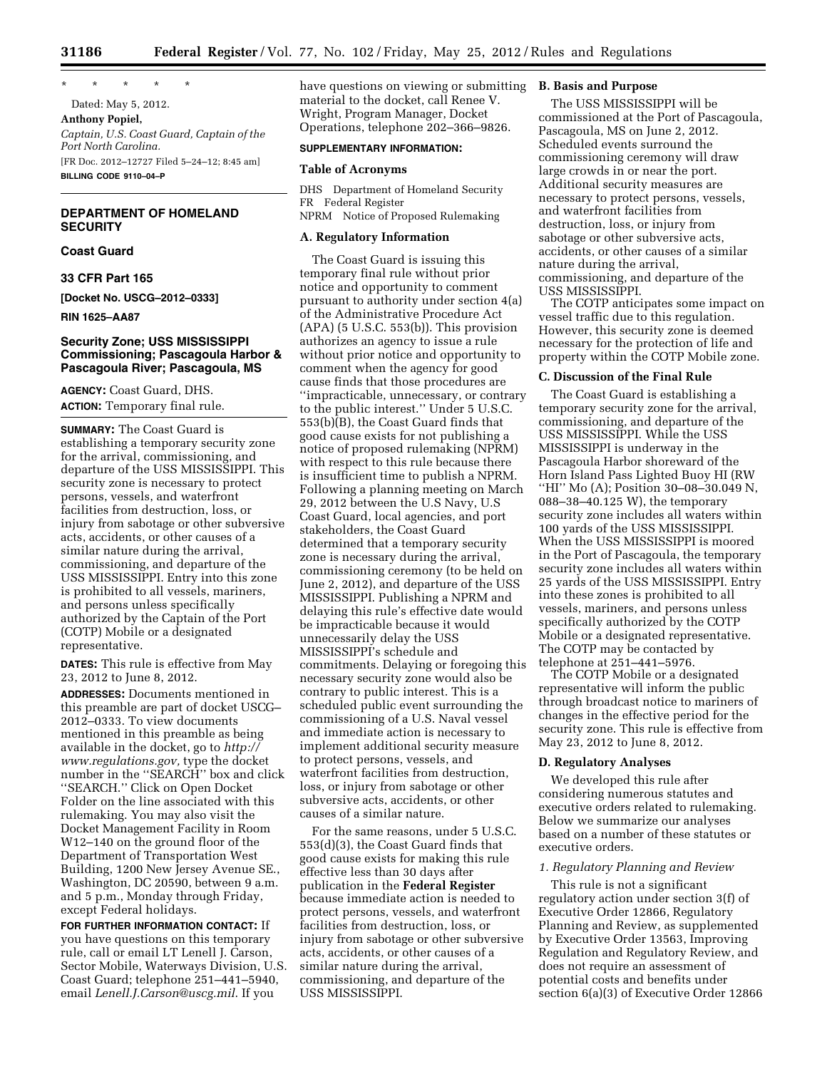\* \* \* \* \*

Dated: May 5, 2012.

**Anthony Popiel,**

*Captain, U.S. Coast Guard, Captain of the Port North Carolina.*

[FR Doc. 2012–12727 Filed 5–24–12; 8:45 am]

**BILLING CODE 9110–04–P**

## DEPARTMENT OF HOMELAND SECURITY

### Coast Guard

### 33 CFR Part 165

**[Docket No. USCG–2012–0333]**

**RIN 1625–AA87**

### Security Zone; USS MISSISSIPPI Commissioning; Pascagoula Harbor & Pascagoula River; Pascagoula, MS

**AGENCY:** Coast Guard, DHS.

**ACTION:** Temporary final rule.

**SUMMARY:** The Coast Guard is establishing a temporary security zone for the arrival, commissioning, and departure of the USS MISSISSIPPI. This security zone is necessary to protect persons, vessels, and waterfront facilities from destruction, loss, or injury from sabotage or other subversive acts, accidents, or other causes of a similar nature during the arrival, commissioning, and departure of the USS MISSISSIPPI. Entry into this zone is prohibited to all vessels, mariners, and persons unless specifically authorized by the Captain of the Port (COTP) Mobile or a designated representative.

**DATES:** This rule is effective from May 23, 2012 to June 8, 2012.

**ADDRESSES:** Documents mentioned in this preamble are part of docket USCG–2012–0333. To view documents mentioned in this preamble as being available in the docket, go to *http://www.regulations.gov,* type the docket number in the ''SEARCH'' box and click ''SEARCH.'' Click on Open Docket Folder on the line associated with this rulemaking. You may also visit the Docket Management Facility in Room W12–140 on the ground floor of the Department of Transportation West Building, 1200 New Jersey Avenue SE., Washington, DC 20590, between 9 a.m. and 5 p.m., Monday through Friday, except Federal holidays.

**FOR FURTHER INFORMATION CONTACT:** If you have questions on this temporary rule, call or email LT Lenell J. Carson, Sector Mobile, Waterways Division, U.S. Coast Guard; telephone 251–441–5940, email *Lenell.J.Carson@uscg.mil.* If you have questions on viewing or submitting material to the docket, call Renee V. Wright, Program Manager, Docket Operations, telephone 202–366–9826.

**SUPPLEMENTARY INFORMATION:**

#### Table of Acronyms

DHS Department of Homeland Security
FR Federal Register
NPRM Notice of Proposed Rulemaking

#### A. Regulatory Information

The Coast Guard is issuing this temporary final rule without prior notice and opportunity to comment pursuant to authority under section 4(a) of the Administrative Procedure Act (APA) (5 U.S.C. 553(b)). This provision authorizes an agency to issue a rule without prior notice and opportunity to comment when the agency for good cause finds that those procedures are ''impracticable, unnecessary, or contrary to the public interest.'' Under 5 U.S.C. 553(b)(B), the Coast Guard finds that good cause exists for not publishing a notice of proposed rulemaking (NPRM) with respect to this rule because there is insufficient time to publish a NPRM. Following a planning meeting on March 29, 2012 between the U.S Navy, U.S Coast Guard, local agencies, and port stakeholders, the Coast Guard determined that a temporary security zone is necessary during the arrival, commissioning ceremony (to be held on June 2, 2012), and departure of the USS MISSISSIPPI. Publishing a NPRM and delaying this rule's effective date would be impracticable because it would unnecessarily delay the USS MISSISSIPPI's schedule and commitments. Delaying or foregoing this necessary security zone would also be contrary to public interest. This is a scheduled public event surrounding the commissioning of a U.S. Naval vessel and immediate action is necessary to implement additional security measure to protect persons, vessels, and waterfront facilities from destruction, loss, or injury from sabotage or other subversive acts, accidents, or other causes of a similar nature.

For the same reasons, under 5 U.S.C. 553(d)(3), the Coast Guard finds that good cause exists for making this rule effective less than 30 days after publication in the **Federal Register** because immediate action is needed to protect persons, vessels, and waterfront facilities from destruction, loss, or injury from sabotage or other subversive acts, accidents, or other causes of a similar nature during the arrival, commissioning, and departure of the USS MISSISSIPPI.

#### B. Basis and Purpose

The USS MISSISSIPPI will be commissioned at the Port of Pascagoula, Pascagoula, MS on June 2, 2012. Scheduled events surround the commissioning ceremony will draw large crowds in or near the port. Additional security measures are necessary to protect persons, vessels, and waterfront facilities from destruction, loss, or injury from sabotage or other subversive acts, accidents, or other causes of a similar nature during the arrival, commissioning, and departure of the USS MISSISSIPPI.

The COTP anticipates some impact on vessel traffic due to this regulation. However, this security zone is deemed necessary for the protection of life and property within the COTP Mobile zone.

#### C. Discussion of the Final Rule

The Coast Guard is establishing a temporary security zone for the arrival, commissioning, and departure of the USS MISSISSIPPI. While the USS MISSISSIPPI is underway in the Pascagoula Harbor shoreward of the Horn Island Pass Lighted Buoy HI (RW ''HI'' Mo (A); Position 30–08–30.049 N, 088–38–40.125 W), the temporary security zone includes all waters within 100 yards of the USS MISSISSIPPI. When the USS MISSISSIPPI is moored in the Port of Pascagoula, the temporary security zone includes all waters within 25 yards of the USS MISSISSIPPI. Entry into these zones is prohibited to all vessels, mariners, and persons unless specifically authorized by the COTP Mobile or a designated representative. The COTP may be contacted by telephone at 251–441–5976.

The COTP Mobile or a designated representative will inform the public through broadcast notice to mariners of changes in the effective period for the security zone. This rule is effective from May 23, 2012 to June 8, 2012.

#### D. Regulatory Analyses

We developed this rule after considering numerous statutes and executive orders related to rulemaking. Below we summarize our analyses based on a number of these statutes or executive orders.

*1. Regulatory Planning and Review*

This rule is not a significant regulatory action under section 3(f) of Executive Order 12866, Regulatory Planning and Review, as supplemented by Executive Order 13563, Improving Regulation and Regulatory Review, and does not require an assessment of potential costs and benefits under section 6(a)(3) of Executive Order 12866